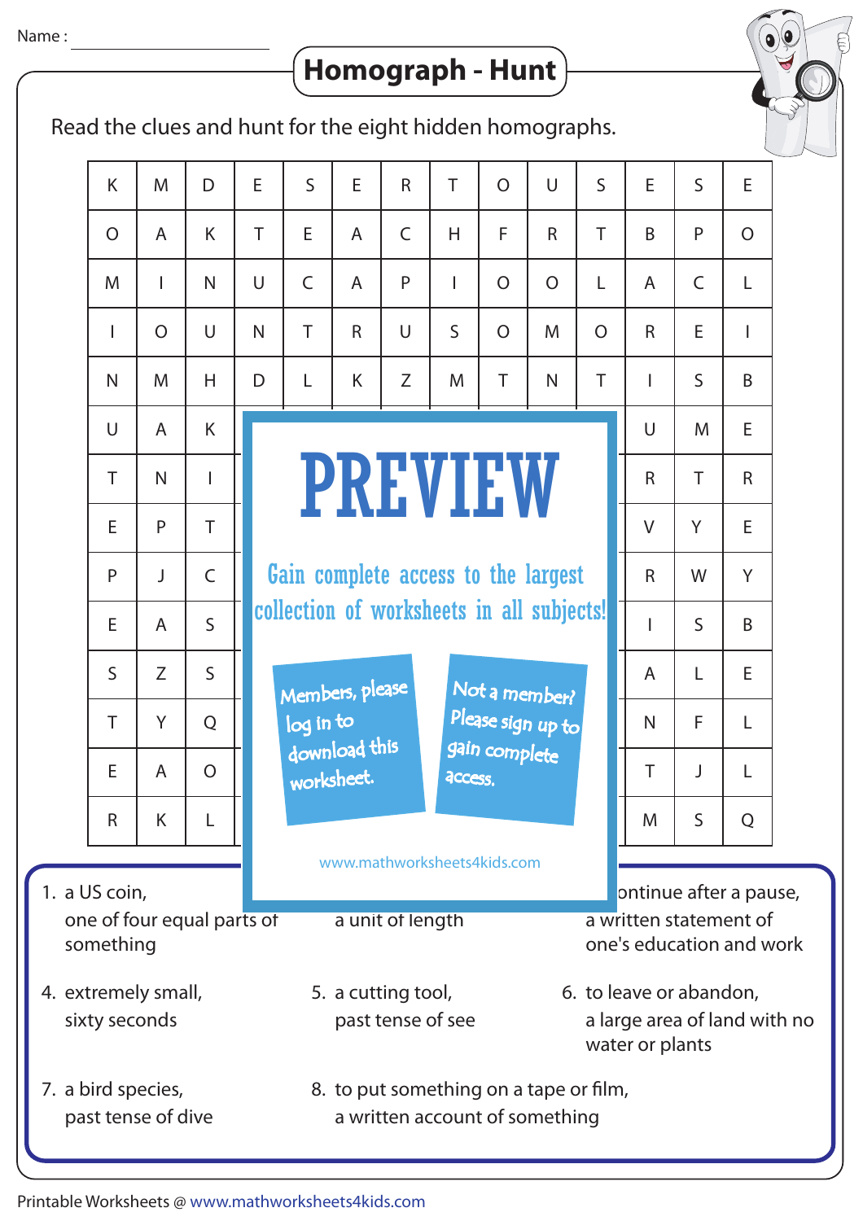Name : ______________________

# Homograph - Hunt

Read the clues and hunt for the eight hidden homographs.

| | | | | | | | | | | | | | |
|---|---|---|---|---|---|---|---|---|---|---|---|---|---|
| K | M | D | E | S | E | R | T | O | U | S | E | S | E |
| O | A | K | T | E | A | C | H | F | R | T | B | P | O |
| M | I | N | U | C | A | P | I | O | O | L | A | C | L |
| I | O | U | N | T | R | U | S | O | M | O | R | E | I |
| N | M | H | D | L | K | Z | M | T | N | T | I | S | B |
| U | A | K | | | | | | | | | U | M | E |
| T | N | I | | | | | | | | | R | T | R |
| E | P | T | | | | | | | | | V | Y | E |
| P | J | C | | | | | | | | | R | W | Y |
| E | A | S | | | | | | | | | I | S | B |
| S | Z | S | | | | | | | | | A | L | E |
| T | Y | Q | | | | | | | | | N | F | L |
| E | A | O | | | | | | | | | T | J | L |
| R | K | L | | | | | | | | | M | S | Q |

**PREVIEW**

Gain complete access to the largest collection of worksheets in all subjects!

Members, please log in to download this worksheet.

Not a member? Please sign up to gain complete access.

www.mathworksheets4kids.com

1. a US coin,
   one of four equal parts of something

2. a unit of length

3. ontinue after a pause,
   a written statement of one's education and work

4. extremely small,
   sixty seconds

5. a cutting tool,
   past tense of see

6. to leave or abandon,
   a large area of land with no water or plants

7. a bird species,
   past tense of dive

8. to put something on a tape or film,
   a written account of something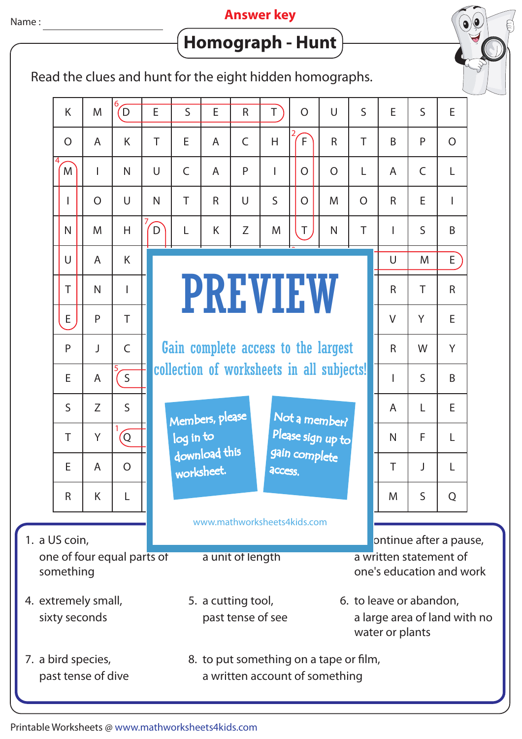Name : ______________

**Answer key**

# Homograph - Hunt

Read the clues and hunt for the eight hidden homographs.

| | | | | | | | | | | | | | |
|---|---|---|---|---|---|---|---|---|---|---|---|---|---|
| K | M | D | E | S | E | R | T | O | U | S | E | S | E |
| O | A | K | T | E | A | C | H | F | R | T | B | P | O |
| M | I | N | U | C | A | P | I | O | O | L | A | C | L |
| I | O | U | N | T | R | U | S | O | M | O | R | E | I |
| N | M | H | D | L | K | Z | M | T | N | T | I | S | B |
| U | A | K | | | | | | | | | U | M | E |
| T | N | I | | | | | | | | | R | T | R |
| E | P | T | | | | | | | | | V | Y | E |
| P | J | C | | | | | | | | | R | W | Y |
| E | A | S | | | | | | | | | I | S | B |
| S | Z | S | | | | | | | | | A | L | E |
| T | Y | Q | | | | | | | | | N | F | L |
| E | A | O | | | | | | | | | T | J | L |
| R | K | L | | | | | | | | | M | S | Q |

PREVIEW

Gain complete access to the largest collection of worksheets in all subjects!

Members, please log in to download this worksheet.

Not a member? Please sign up to gain complete access.

www.mathworksheets4kids.com

1. a US coin,
   one of four equal parts of something

2. a unit of length

3. ontinue after a pause,
   a written statement of one's education and work

4. extremely small,
   sixty seconds

5. a cutting tool,
   past tense of see

6. to leave or abandon,
   a large area of land with no water or plants

7. a bird species,
   past tense of dive

8. to put something on a tape or film,
   a written account of something